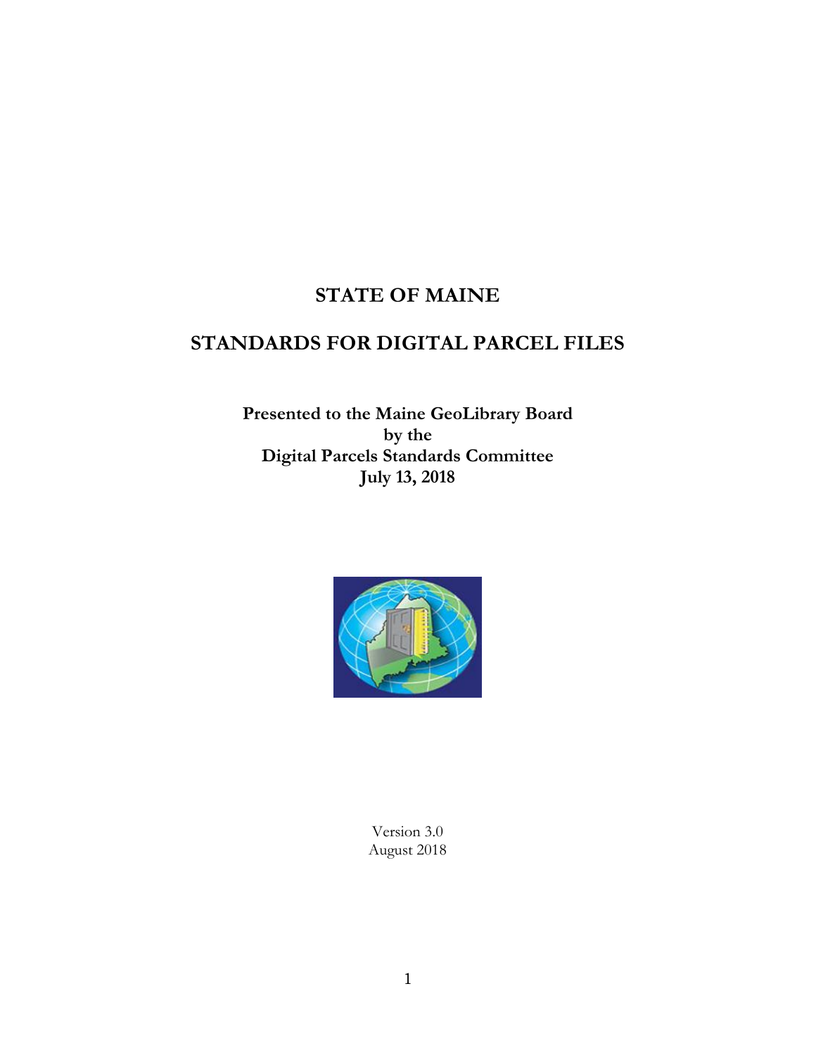# STATE OF MAINE

# STANDARDS FOR DIGITAL PARCEL FILES

**Presented to the Maine GeoLibrary Board**
**by the**
**Digital Parcels Standards Committee**
**July 13, 2018**

Version 3.0
August 2018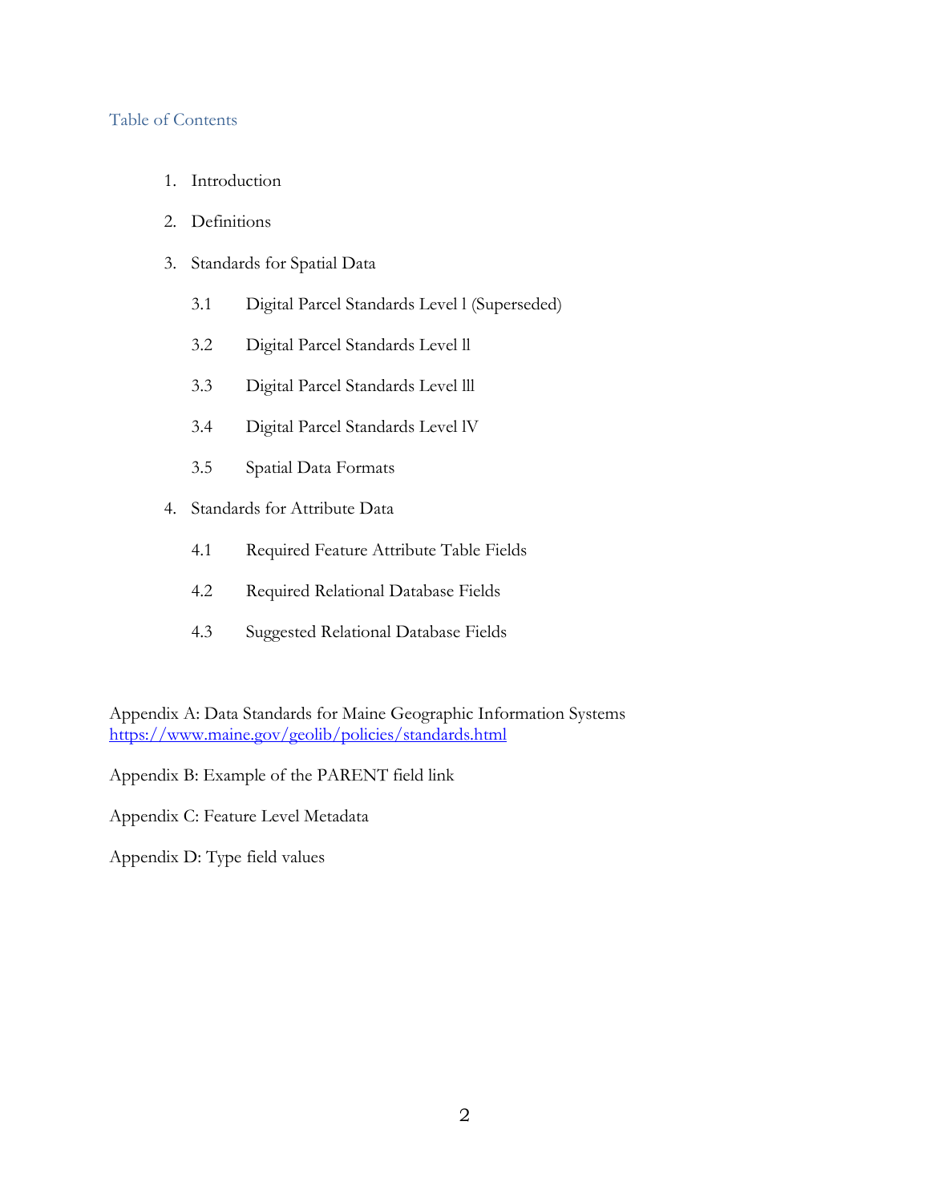## Table of Contents

1. Introduction
2. Definitions
3. Standards for Spatial Data
   - 3.1 Digital Parcel Standards Level l (Superseded)
   - 3.2 Digital Parcel Standards Level ll
   - 3.3 Digital Parcel Standards Level lll
   - 3.4 Digital Parcel Standards Level lV
   - 3.5 Spatial Data Formats
4. Standards for Attribute Data
   - 4.1 Required Feature Attribute Table Fields
   - 4.2 Required Relational Database Fields
   - 4.3 Suggested Relational Database Fields

Appendix A: Data Standards for Maine Geographic Information Systems
https://www.maine.gov/geolib/policies/standards.html

Appendix B: Example of the PARENT field link

Appendix C: Feature Level Metadata

Appendix D: Type field values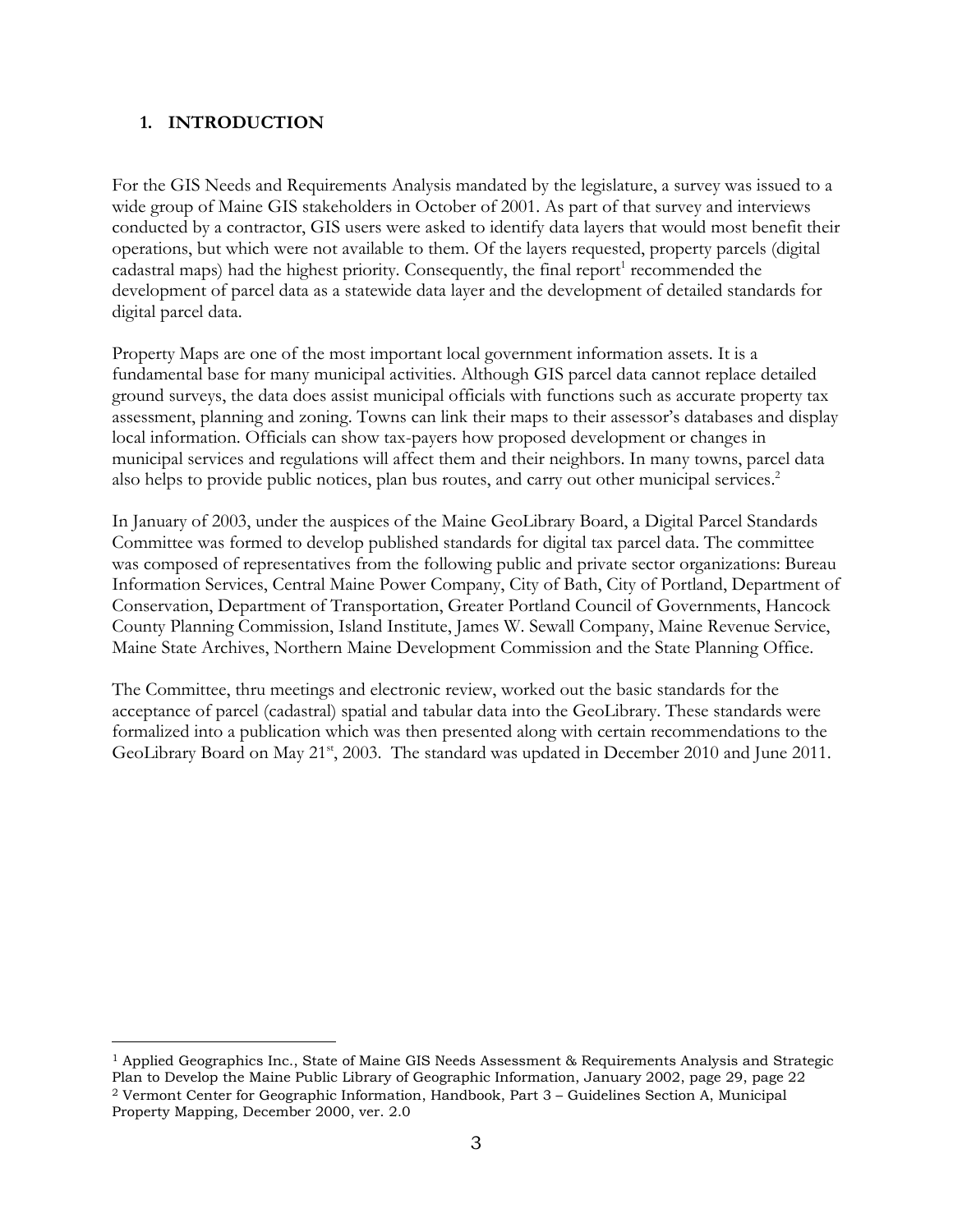## 1. INTRODUCTION

For the GIS Needs and Requirements Analysis mandated by the legislature, a survey was issued to a wide group of Maine GIS stakeholders in October of 2001. As part of that survey and interviews conducted by a contractor, GIS users were asked to identify data layers that would most benefit their operations, but which were not available to them. Of the layers requested, property parcels (digital cadastral maps) had the highest priority. Consequently, the final report[1] recommended the development of parcel data as a statewide data layer and the development of detailed standards for digital parcel data.

Property Maps are one of the most important local government information assets. It is a fundamental base for many municipal activities. Although GIS parcel data cannot replace detailed ground surveys, the data does assist municipal officials with functions such as accurate property tax assessment, planning and zoning. Towns can link their maps to their assessor's databases and display local information. Officials can show tax-payers how proposed development or changes in municipal services and regulations will affect them and their neighbors. In many towns, parcel data also helps to provide public notices, plan bus routes, and carry out other municipal services.[2]

In January of 2003, under the auspices of the Maine GeoLibrary Board, a Digital Parcel Standards Committee was formed to develop published standards for digital tax parcel data. The committee was composed of representatives from the following public and private sector organizations: Bureau Information Services, Central Maine Power Company, City of Bath, City of Portland, Department of Conservation, Department of Transportation, Greater Portland Council of Governments, Hancock County Planning Commission, Island Institute, James W. Sewall Company, Maine Revenue Service, Maine State Archives, Northern Maine Development Commission and the State Planning Office.

The Committee, thru meetings and electronic review, worked out the basic standards for the acceptance of parcel (cadastral) spatial and tabular data into the GeoLibrary. These standards were formalized into a publication which was then presented along with certain recommendations to the GeoLibrary Board on May 21st, 2003. The standard was updated in December 2010 and June 2011.

---

[1] Applied Geographics Inc., State of Maine GIS Needs Assessment & Requirements Analysis and Strategic Plan to Develop the Maine Public Library of Geographic Information, January 2002, page 29, page 22

[2] Vermont Center for Geographic Information, Handbook, Part 3 – Guidelines Section A, Municipal Property Mapping, December 2000, ver. 2.0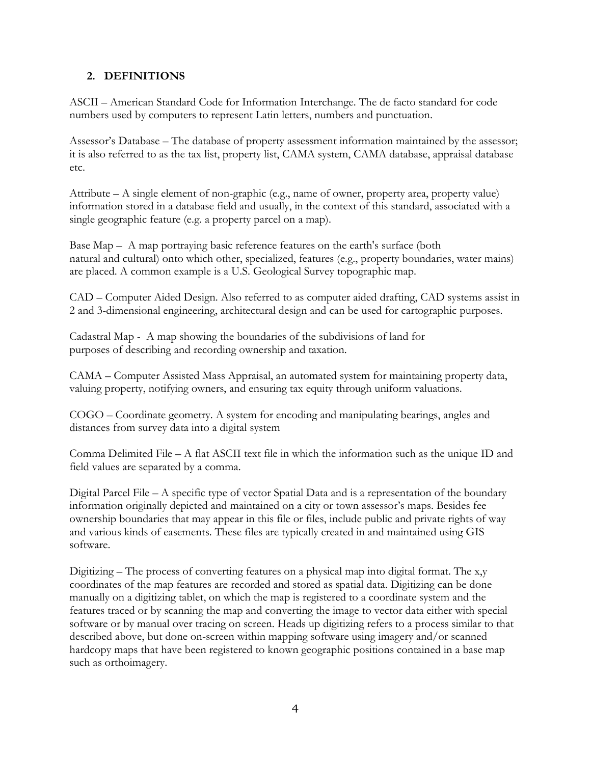## 2. DEFINITIONS

ASCII – American Standard Code for Information Interchange. The de facto standard for code numbers used by computers to represent Latin letters, numbers and punctuation.

Assessor's Database – The database of property assessment information maintained by the assessor; it is also referred to as the tax list, property list, CAMA system, CAMA database, appraisal database etc.

Attribute – A single element of non-graphic (e.g., name of owner, property area, property value) information stored in a database field and usually, in the context of this standard, associated with a single geographic feature (e.g. a property parcel on a map).

Base Map – A map portraying basic reference features on the earth's surface (both natural and cultural) onto which other, specialized, features (e.g., property boundaries, water mains) are placed. A common example is a U.S. Geological Survey topographic map.

CAD – Computer Aided Design. Also referred to as computer aided drafting, CAD systems assist in 2 and 3-dimensional engineering, architectural design and can be used for cartographic purposes.

Cadastral Map - A map showing the boundaries of the subdivisions of land for purposes of describing and recording ownership and taxation.

CAMA – Computer Assisted Mass Appraisal, an automated system for maintaining property data, valuing property, notifying owners, and ensuring tax equity through uniform valuations.

COGO – Coordinate geometry. A system for encoding and manipulating bearings, angles and distances from survey data into a digital system

Comma Delimited File – A flat ASCII text file in which the information such as the unique ID and field values are separated by a comma.

Digital Parcel File – A specific type of vector Spatial Data and is a representation of the boundary information originally depicted and maintained on a city or town assessor's maps. Besides fee ownership boundaries that may appear in this file or files, include public and private rights of way and various kinds of easements. These files are typically created in and maintained using GIS software.

Digitizing – The process of converting features on a physical map into digital format. The x,y coordinates of the map features are recorded and stored as spatial data. Digitizing can be done manually on a digitizing tablet, on which the map is registered to a coordinate system and the features traced or by scanning the map and converting the image to vector data either with special software or by manual over tracing on screen. Heads up digitizing refers to a process similar to that described above, but done on-screen within mapping software using imagery and/or scanned hardcopy maps that have been registered to known geographic positions contained in a base map such as orthoimagery.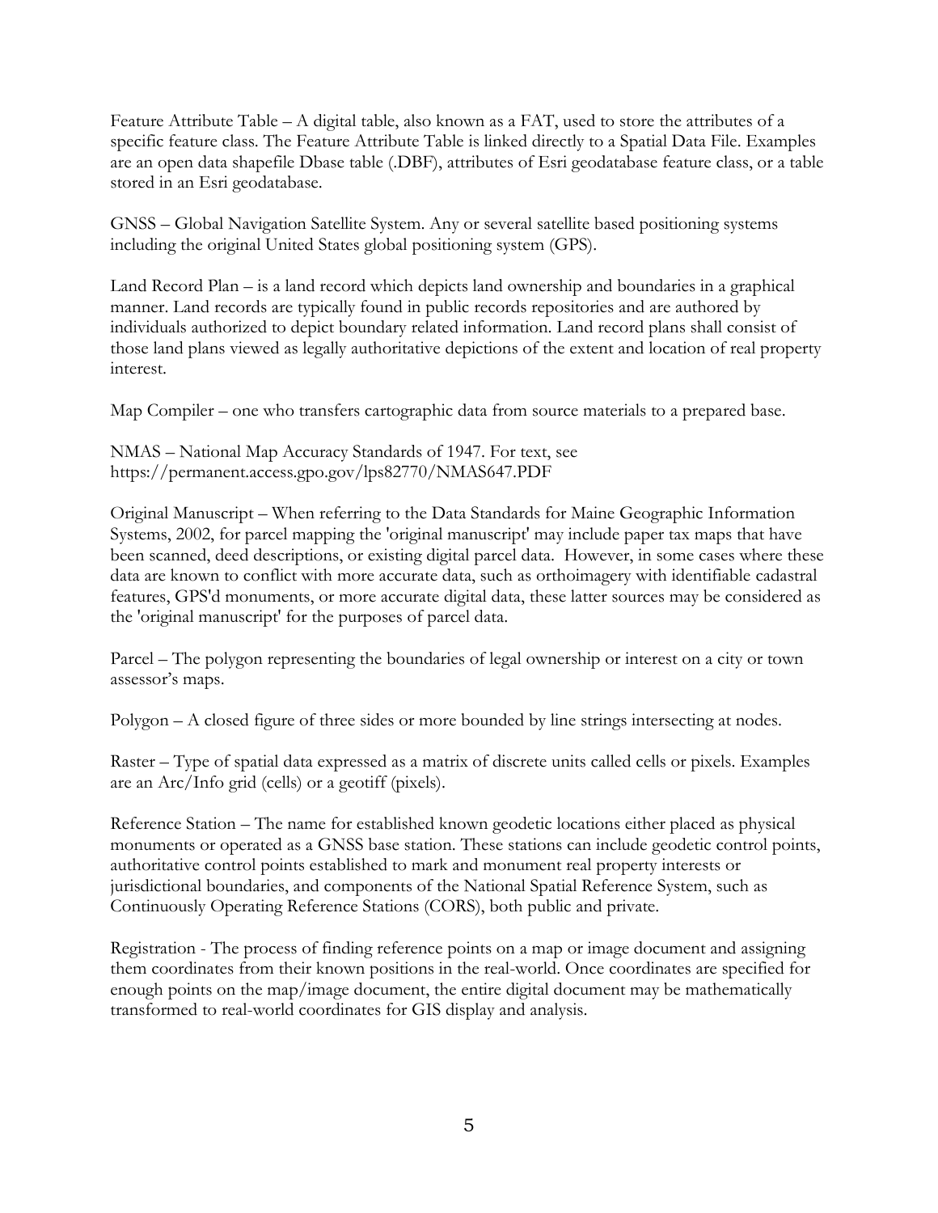Feature Attribute Table – A digital table, also known as a FAT, used to store the attributes of a specific feature class. The Feature Attribute Table is linked directly to a Spatial Data File. Examples are an open data shapefile Dbase table (.DBF), attributes of Esri geodatabase feature class, or a table stored in an Esri geodatabase.

GNSS – Global Navigation Satellite System. Any or several satellite based positioning systems including the original United States global positioning system (GPS).

Land Record Plan – is a land record which depicts land ownership and boundaries in a graphical manner. Land records are typically found in public records repositories and are authored by individuals authorized to depict boundary related information. Land record plans shall consist of those land plans viewed as legally authoritative depictions of the extent and location of real property interest.

Map Compiler – one who transfers cartographic data from source materials to a prepared base.

NMAS – National Map Accuracy Standards of 1947. For text, see https://permanent.access.gpo.gov/lps82770/NMAS647.PDF

Original Manuscript – When referring to the Data Standards for Maine Geographic Information Systems, 2002, for parcel mapping the 'original manuscript' may include paper tax maps that have been scanned, deed descriptions, or existing digital parcel data. However, in some cases where these data are known to conflict with more accurate data, such as orthoimagery with identifiable cadastral features, GPS'd monuments, or more accurate digital data, these latter sources may be considered as the 'original manuscript' for the purposes of parcel data.

Parcel – The polygon representing the boundaries of legal ownership or interest on a city or town assessor's maps.

Polygon – A closed figure of three sides or more bounded by line strings intersecting at nodes.

Raster – Type of spatial data expressed as a matrix of discrete units called cells or pixels. Examples are an Arc/Info grid (cells) or a geotiff (pixels).

Reference Station – The name for established known geodetic locations either placed as physical monuments or operated as a GNSS base station. These stations can include geodetic control points, authoritative control points established to mark and monument real property interests or jurisdictional boundaries, and components of the National Spatial Reference System, such as Continuously Operating Reference Stations (CORS), both public and private.

Registration - The process of finding reference points on a map or image document and assigning them coordinates from their known positions in the real-world. Once coordinates are specified for enough points on the map/image document, the entire digital document may be mathematically transformed to real-world coordinates for GIS display and analysis.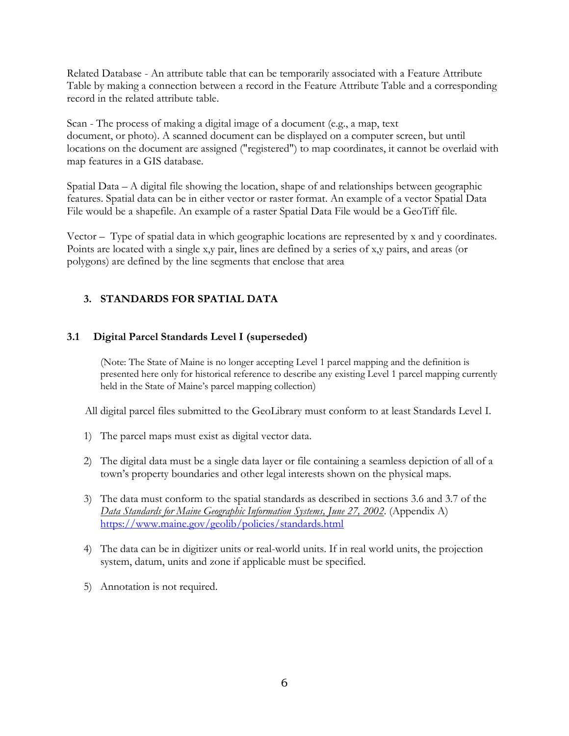Related Database - An attribute table that can be temporarily associated with a Feature Attribute Table by making a connection between a record in the Feature Attribute Table and a corresponding record in the related attribute table.

Scan - The process of making a digital image of a document (e.g., a map, text document, or photo). A scanned document can be displayed on a computer screen, but until locations on the document are assigned ("registered") to map coordinates, it cannot be overlaid with map features in a GIS database.

Spatial Data – A digital file showing the location, shape of and relationships between geographic features. Spatial data can be in either vector or raster format. An example of a vector Spatial Data File would be a shapefile. An example of a raster Spatial Data File would be a GeoTiff file.

Vector – Type of spatial data in which geographic locations are represented by x and y coordinates. Points are located with a single x,y pair, lines are defined by a series of x,y pairs, and areas (or polygons) are defined by the line segments that enclose that area

## 3. STANDARDS FOR SPATIAL DATA

### 3.1 Digital Parcel Standards Level I (superseded)

(Note: The State of Maine is no longer accepting Level 1 parcel mapping and the definition is presented here only for historical reference to describe any existing Level 1 parcel mapping currently held in the State of Maine's parcel mapping collection)

All digital parcel files submitted to the GeoLibrary must conform to at least Standards Level I.

1) The parcel maps must exist as digital vector data.

2) The digital data must be a single data layer or file containing a seamless depiction of all of a town's property boundaries and other legal interests shown on the physical maps.

3) The data must conform to the spatial standards as described in sections 3.6 and 3.7 of the *Data Standards for Maine Geographic Information Systems, June 27, 2002*. (Appendix A) https://www.maine.gov/geolib/policies/standards.html

4) The data can be in digitizer units or real-world units. If in real world units, the projection system, datum, units and zone if applicable must be specified.

5) Annotation is not required.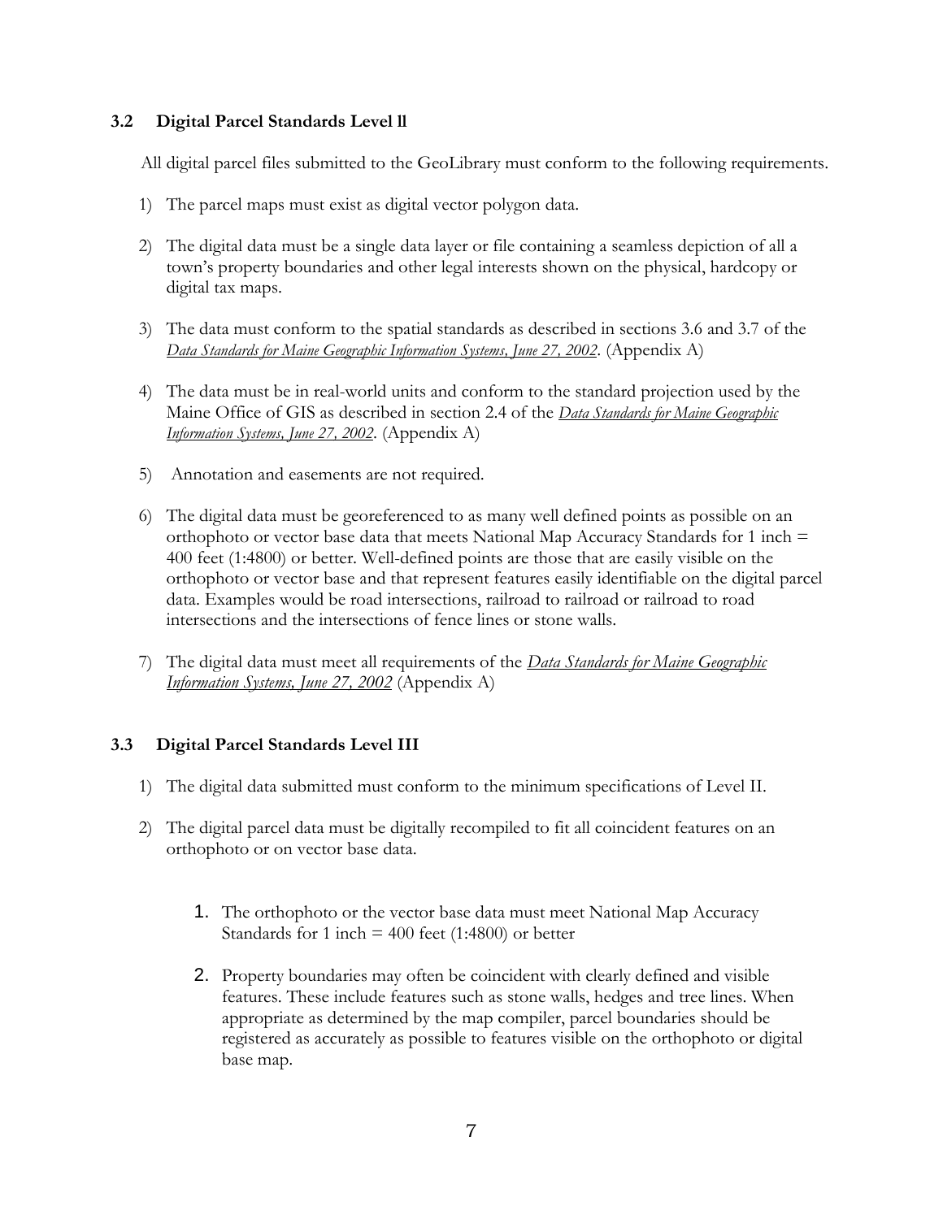### 3.2 Digital Parcel Standards Level ll

All digital parcel files submitted to the GeoLibrary must conform to the following requirements.

1) The parcel maps must exist as digital vector polygon data.

2) The digital data must be a single data layer or file containing a seamless depiction of all a town's property boundaries and other legal interests shown on the physical, hardcopy or digital tax maps.

3) The data must conform to the spatial standards as described in sections 3.6 and 3.7 of the *Data Standards for Maine Geographic Information Systems, June 27, 2002*. (Appendix A)

4) The data must be in real-world units and conform to the standard projection used by the Maine Office of GIS as described in section 2.4 of the *Data Standards for Maine Geographic Information Systems, June 27, 2002*. (Appendix A)

5) Annotation and easements are not required.

6) The digital data must be georeferenced to as many well defined points as possible on an orthophoto or vector base data that meets National Map Accuracy Standards for 1 inch = 400 feet (1:4800) or better. Well-defined points are those that are easily visible on the orthophoto or vector base and that represent features easily identifiable on the digital parcel data. Examples would be road intersections, railroad to railroad or railroad to road intersections and the intersections of fence lines or stone walls.

7) The digital data must meet all requirements of the *Data Standards for Maine Geographic Information Systems, June 27, 2002* (Appendix A)

### 3.3 Digital Parcel Standards Level III

1) The digital data submitted must conform to the minimum specifications of Level II.

2) The digital parcel data must be digitally recompiled to fit all coincident features on an orthophoto or on vector base data.

    1. The orthophoto or the vector base data must meet National Map Accuracy Standards for 1 inch = 400 feet (1:4800) or better

    2. Property boundaries may often be coincident with clearly defined and visible features. These include features such as stone walls, hedges and tree lines. When appropriate as determined by the map compiler, parcel boundaries should be registered as accurately as possible to features visible on the orthophoto or digital base map.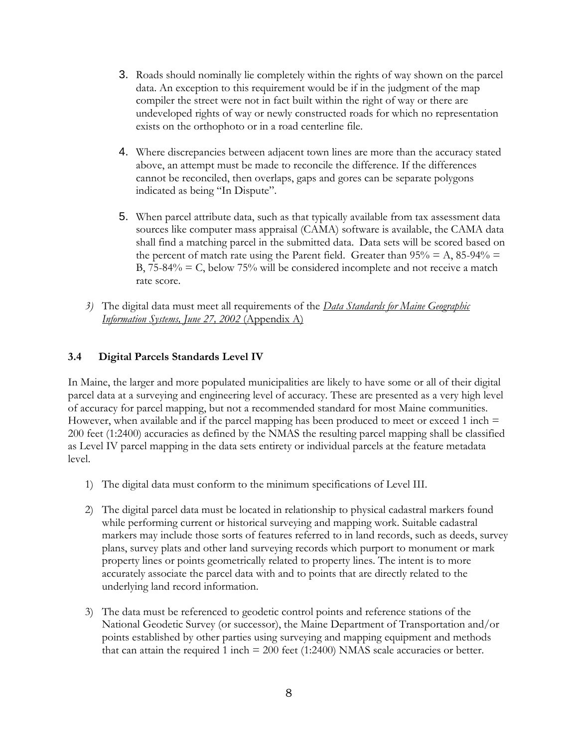3. Roads should nominally lie completely within the rights of way shown on the parcel data. An exception to this requirement would be if in the judgment of the map compiler the street were not in fact built within the right of way or there are undeveloped rights of way or newly constructed roads for which no representation exists on the orthophoto or in a road centerline file.

4. Where discrepancies between adjacent town lines are more than the accuracy stated above, an attempt must be made to reconcile the difference. If the differences cannot be reconciled, then overlaps, gaps and gores can be separate polygons indicated as being "In Dispute".

5. When parcel attribute data, such as that typically available from tax assessment data sources like computer mass appraisal (CAMA) software is available, the CAMA data shall find a matching parcel in the submitted data. Data sets will be scored based on the percent of match rate using the Parent field. Greater than 95% = A, 85-94% = B, 75-84% = C, below 75% will be considered incomplete and not receive a match rate score.

*3)* The digital data must meet all requirements of the *Data Standards for Maine Geographic Information Systems, June 27, 2002* (Appendix A)

### 3.4 Digital Parcels Standards Level IV

In Maine, the larger and more populated municipalities are likely to have some or all of their digital parcel data at a surveying and engineering level of accuracy. These are presented as a very high level of accuracy for parcel mapping, but not a recommended standard for most Maine communities. However, when available and if the parcel mapping has been produced to meet or exceed 1 inch = 200 feet (1:2400) accuracies as defined by the NMAS the resulting parcel mapping shall be classified as Level IV parcel mapping in the data sets entirety or individual parcels at the feature metadata level.

1) The digital data must conform to the minimum specifications of Level III.

2) The digital parcel data must be located in relationship to physical cadastral markers found while performing current or historical surveying and mapping work. Suitable cadastral markers may include those sorts of features referred to in land records, such as deeds, survey plans, survey plats and other land surveying records which purport to monument or mark property lines or points geometrically related to property lines. The intent is to more accurately associate the parcel data with and to points that are directly related to the underlying land record information.

3) The data must be referenced to geodetic control points and reference stations of the National Geodetic Survey (or successor), the Maine Department of Transportation and/or points established by other parties using surveying and mapping equipment and methods that can attain the required 1 inch = 200 feet (1:2400) NMAS scale accuracies or better.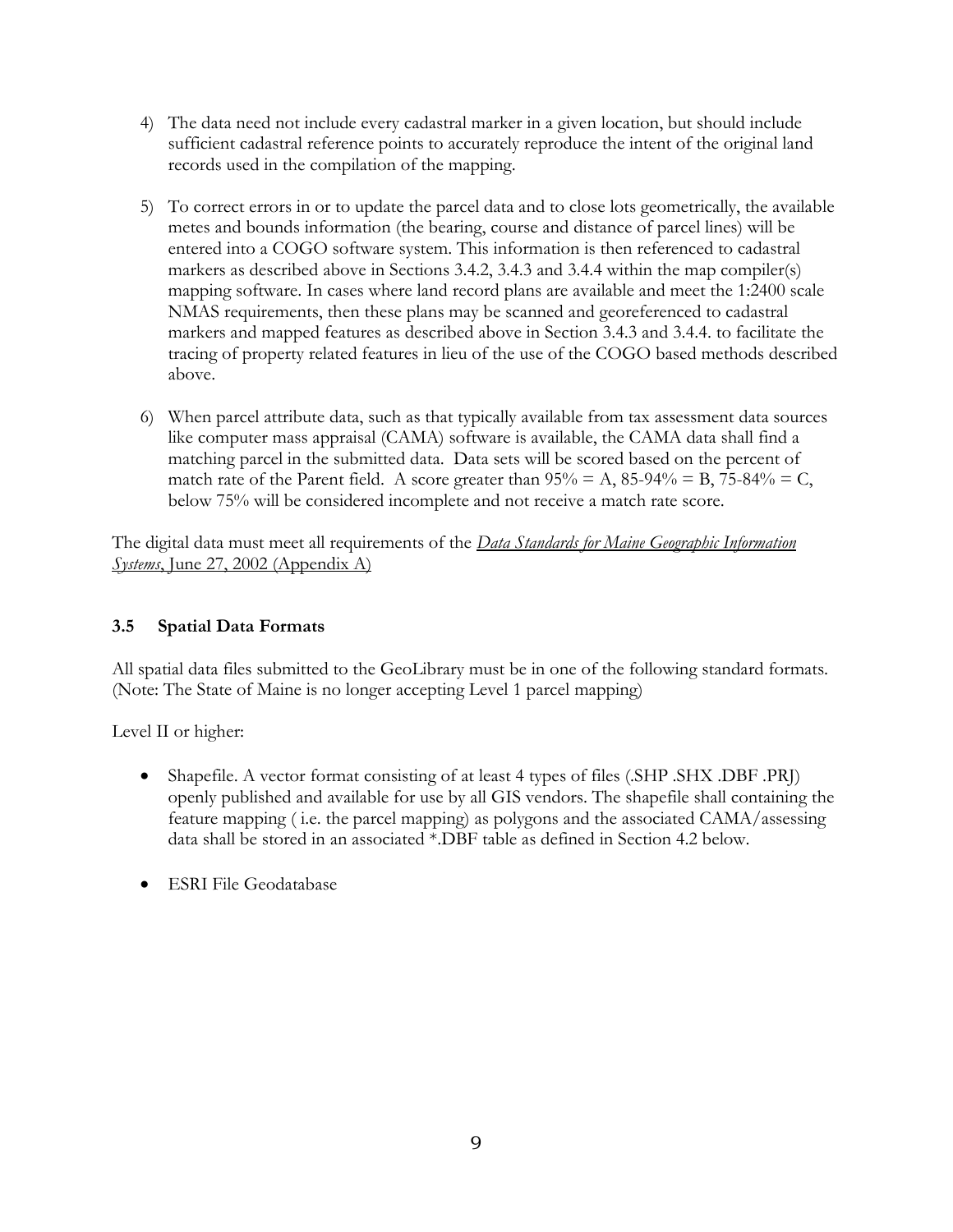4) The data need not include every cadastral marker in a given location, but should include sufficient cadastral reference points to accurately reproduce the intent of the original land records used in the compilation of the mapping.

5) To correct errors in or to update the parcel data and to close lots geometrically, the available metes and bounds information (the bearing, course and distance of parcel lines) will be entered into a COGO software system. This information is then referenced to cadastral markers as described above in Sections 3.4.2, 3.4.3 and 3.4.4 within the map compiler(s) mapping software. In cases where land record plans are available and meet the 1:2400 scale NMAS requirements, then these plans may be scanned and georeferenced to cadastral markers and mapped features as described above in Section 3.4.3 and 3.4.4. to facilitate the tracing of property related features in lieu of the use of the COGO based methods described above.

6) When parcel attribute data, such as that typically available from tax assessment data sources like computer mass appraisal (CAMA) software is available, the CAMA data shall find a matching parcel in the submitted data. Data sets will be scored based on the percent of match rate of the Parent field. A score greater than 95% = A, 85-94% = B, 75-84% = C, below 75% will be considered incomplete and not receive a match rate score.

The digital data must meet all requirements of the *Data Standards for Maine Geographic Information Systems*, June 27, 2002 (Appendix A)

### 3.5 Spatial Data Formats

All spatial data files submitted to the GeoLibrary must be in one of the following standard formats. (Note: The State of Maine is no longer accepting Level 1 parcel mapping)

Level II or higher:

- Shapefile. A vector format consisting of at least 4 types of files (.SHP .SHX .DBF .PRJ) openly published and available for use by all GIS vendors. The shapefile shall containing the feature mapping ( i.e. the parcel mapping) as polygons and the associated CAMA/assessing data shall be stored in an associated *.DBF table as defined in Section 4.2 below.

- ESRI File Geodatabase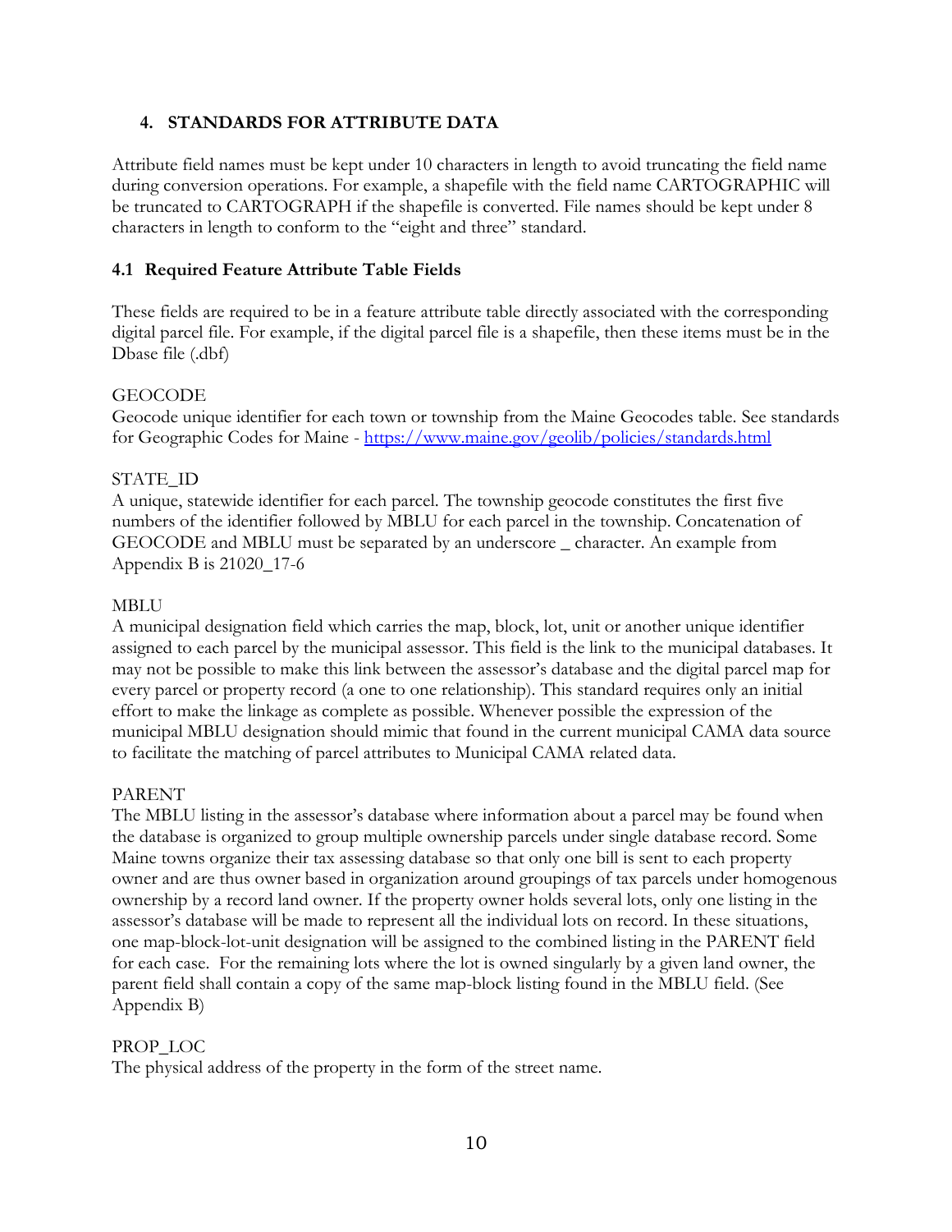## 4. STANDARDS FOR ATTRIBUTE DATA

Attribute field names must be kept under 10 characters in length to avoid truncating the field name during conversion operations. For example, a shapefile with the field name CARTOGRAPHIC will be truncated to CARTOGRAPH if the shapefile is converted. File names should be kept under 8 characters in length to conform to the "eight and three" standard.

### 4.1 Required Feature Attribute Table Fields

These fields are required to be in a feature attribute table directly associated with the corresponding digital parcel file. For example, if the digital parcel file is a shapefile, then these items must be in the Dbase file (.dbf)

GEOCODE
Geocode unique identifier for each town or township from the Maine Geocodes table. See standards for Geographic Codes for Maine - https://www.maine.gov/geolib/policies/standards.html

STATE_ID
A unique, statewide identifier for each parcel. The township geocode constitutes the first five numbers of the identifier followed by MBLU for each parcel in the township. Concatenation of GEOCODE and MBLU must be separated by an underscore _ character. An example from Appendix B is 21020_17-6

MBLU
A municipal designation field which carries the map, block, lot, unit or another unique identifier assigned to each parcel by the municipal assessor. This field is the link to the municipal databases. It may not be possible to make this link between the assessor's database and the digital parcel map for every parcel or property record (a one to one relationship). This standard requires only an initial effort to make the linkage as complete as possible. Whenever possible the expression of the municipal MBLU designation should mimic that found in the current municipal CAMA data source to facilitate the matching of parcel attributes to Municipal CAMA related data.

PARENT
The MBLU listing in the assessor's database where information about a parcel may be found when the database is organized to group multiple ownership parcels under single database record. Some Maine towns organize their tax assessing database so that only one bill is sent to each property owner and are thus owner based in organization around groupings of tax parcels under homogenous ownership by a record land owner. If the property owner holds several lots, only one listing in the assessor's database will be made to represent all the individual lots on record. In these situations, one map-block-lot-unit designation will be assigned to the combined listing in the PARENT field for each case. For the remaining lots where the lot is owned singularly by a given land owner, the parent field shall contain a copy of the same map-block listing found in the MBLU field. (See Appendix B)

PROP_LOC
The physical address of the property in the form of the street name.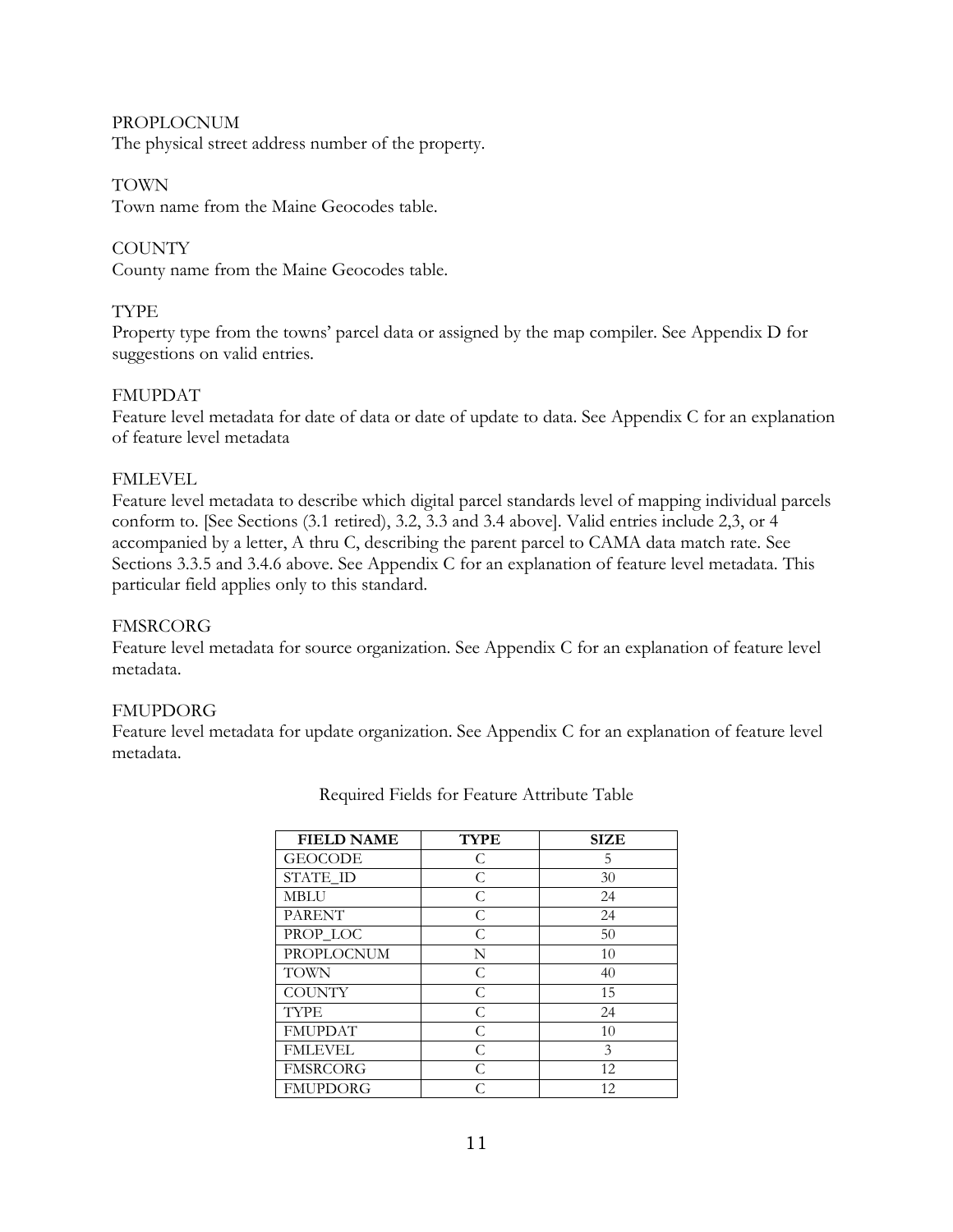PROPLOCNUM
The physical street address number of the property.

TOWN
Town name from the Maine Geocodes table.

COUNTY
County name from the Maine Geocodes table.

TYPE
Property type from the towns' parcel data or assigned by the map compiler. See Appendix D for suggestions on valid entries.

FMUPDAT
Feature level metadata for date of data or date of update to data. See Appendix C for an explanation of feature level metadata

FMLEVEL
Feature level metadata to describe which digital parcel standards level of mapping individual parcels conform to. [See Sections (3.1 retired), 3.2, 3.3 and 3.4 above]. Valid entries include 2,3, or 4 accompanied by a letter, A thru C, describing the parent parcel to CAMA data match rate. See Sections 3.3.5 and 3.4.6 above. See Appendix C for an explanation of feature level metadata. This particular field applies only to this standard.

FMSRCORG
Feature level metadata for source organization. See Appendix C for an explanation of feature level metadata.

FMUPDORG
Feature level metadata for update organization. See Appendix C for an explanation of feature level metadata.

Required Fields for Feature Attribute Table

| FIELD NAME | TYPE | SIZE |
|---|---|---|
| GEOCODE | C | 5 |
| STATE_ID | C | 30 |
| MBLU | C | 24 |
| PARENT | C | 24 |
| PROP_LOC | C | 50 |
| PROPLOCNUM | N | 10 |
| TOWN | C | 40 |
| COUNTY | C | 15 |
| TYPE | C | 24 |
| FMUPDAT | C | 10 |
| FMLEVEL | C | 3 |
| FMSRCORG | C | 12 |
| FMUPDORG | C | 12 |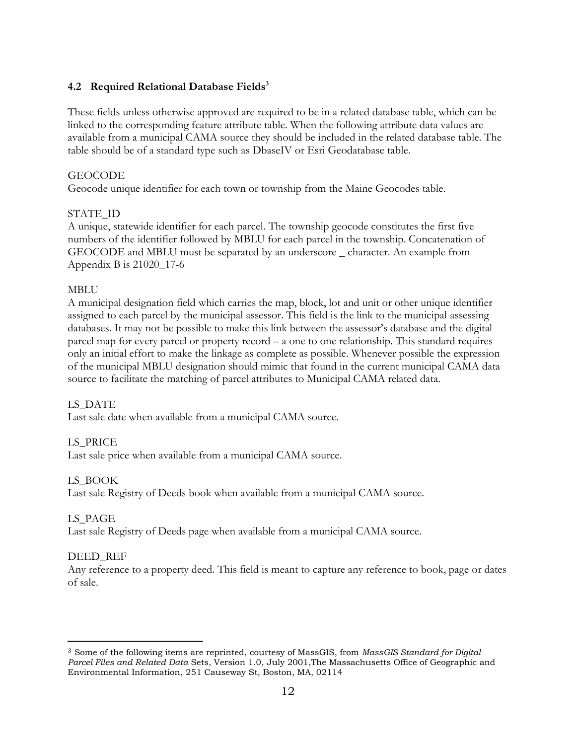## 4.2 Required Relational Database Fields[3]

These fields unless otherwise approved are required to be in a related database table, which can be linked to the corresponding feature attribute table. When the following attribute data values are available from a municipal CAMA source they should be included in the related database table. The table should be of a standard type such as DbaseIV or Esri Geodatabase table.

GEOCODE
Geocode unique identifier for each town or township from the Maine Geocodes table.

STATE_ID
A unique, statewide identifier for each parcel. The township geocode constitutes the first five numbers of the identifier followed by MBLU for each parcel in the township. Concatenation of GEOCODE and MBLU must be separated by an underscore _ character. An example from Appendix B is 21020_17-6

MBLU
A municipal designation field which carries the map, block, lot and unit or other unique identifier assigned to each parcel by the municipal assessor. This field is the link to the municipal assessing databases. It may not be possible to make this link between the assessor's database and the digital parcel map for every parcel or property record – a one to one relationship. This standard requires only an initial effort to make the linkage as complete as possible. Whenever possible the expression of the municipal MBLU designation should mimic that found in the current municipal CAMA data source to facilitate the matching of parcel attributes to Municipal CAMA related data.

LS_DATE
Last sale date when available from a municipal CAMA source.

LS_PRICE
Last sale price when available from a municipal CAMA source.

LS_BOOK
Last sale Registry of Deeds book when available from a municipal CAMA source.

LS_PAGE
Last sale Registry of Deeds page when available from a municipal CAMA source.

DEED_REF
Any reference to a property deed. This field is meant to capture any reference to book, page or dates of sale.

---

[3] Some of the following items are reprinted, courtesy of MassGIS, from *MassGIS Standard for Digital Parcel Files and Related Data* Sets, Version 1.0, July 2001,The Massachusetts Office of Geographic and Environmental Information, 251 Causeway St, Boston, MA, 02114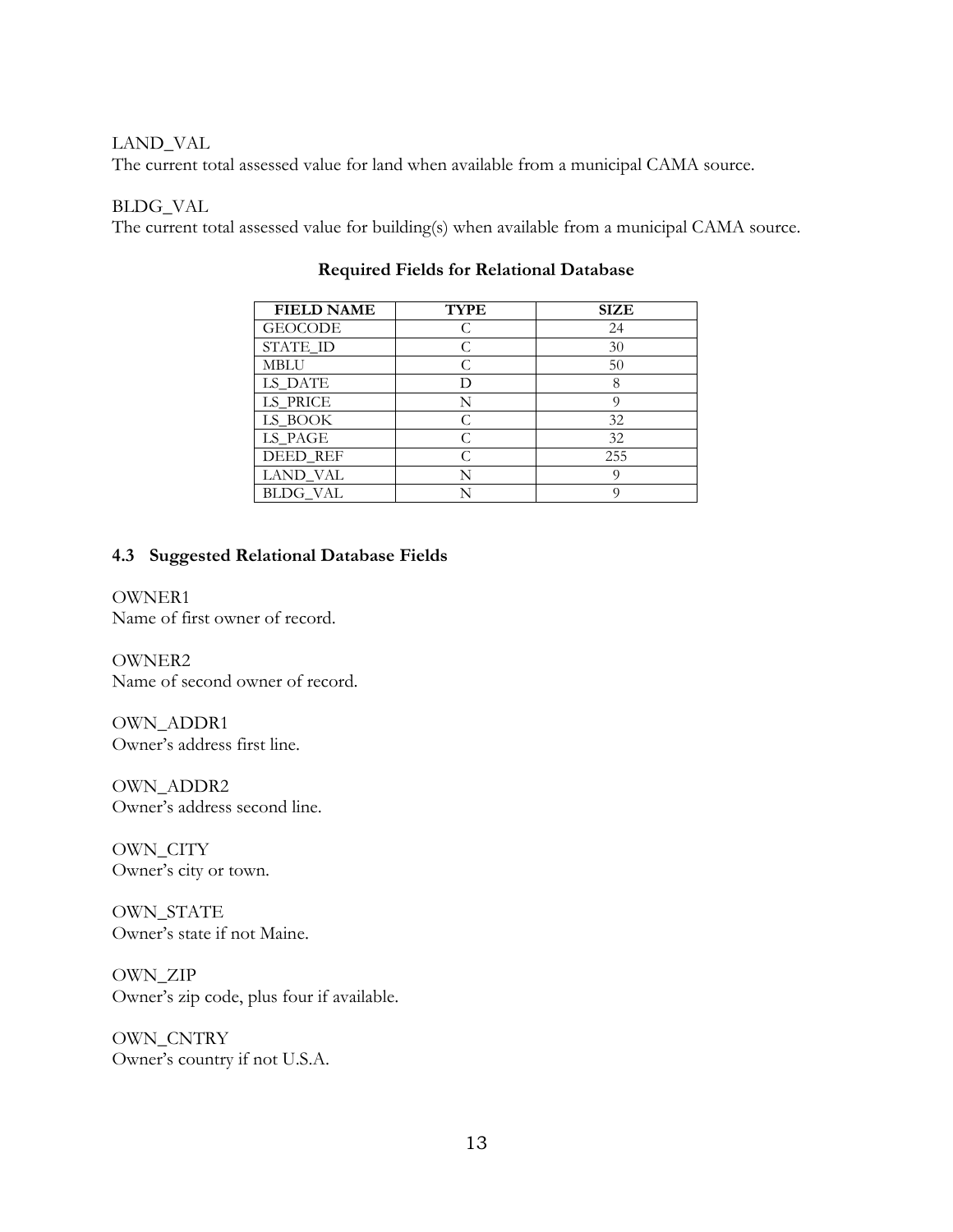LAND_VAL
The current total assessed value for land when available from a municipal CAMA source.

BLDG_VAL
The current total assessed value for building(s) when available from a municipal CAMA source.

**Required Fields for Relational Database**

| FIELD NAME | TYPE | SIZE |
|---|---|---|
| GEOCODE | C | 24 |
| STATE_ID | C | 30 |
| MBLU | C | 50 |
| LS_DATE | D | 8 |
| LS_PRICE | N | 9 |
| LS_BOOK | C | 32 |
| LS_PAGE | C | 32 |
| DEED_REF | C | 255 |
| LAND_VAL | N | 9 |
| BLDG_VAL | N | 9 |

### 4.3 Suggested Relational Database Fields

OWNER1
Name of first owner of record.

OWNER2
Name of second owner of record.

OWN_ADDR1
Owner's address first line.

OWN_ADDR2
Owner's address second line.

OWN_CITY
Owner's city or town.

OWN_STATE
Owner's state if not Maine.

OWN_ZIP
Owner's zip code, plus four if available.

OWN_CNTRY
Owner's country if not U.S.A.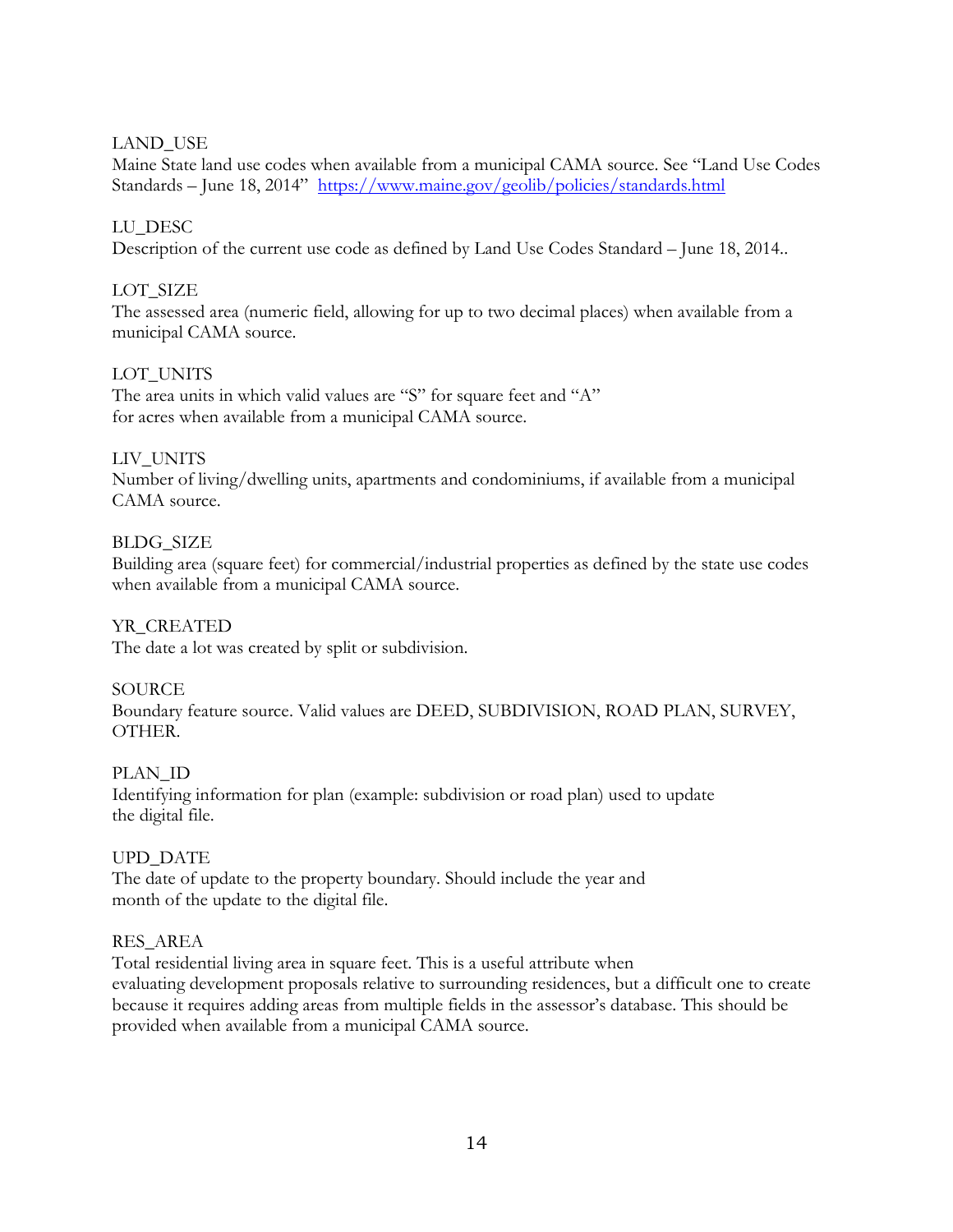LAND_USE
Maine State land use codes when available from a municipal CAMA source. See "Land Use Codes Standards – June 18, 2014" https://www.maine.gov/geolib/policies/standards.html

LU_DESC
Description of the current use code as defined by Land Use Codes Standard – June 18, 2014..

LOT_SIZE
The assessed area (numeric field, allowing for up to two decimal places) when available from a municipal CAMA source.

LOT_UNITS
The area units in which valid values are "S" for square feet and "A" for acres when available from a municipal CAMA source.

LIV_UNITS
Number of living/dwelling units, apartments and condominiums, if available from a municipal CAMA source.

BLDG_SIZE
Building area (square feet) for commercial/industrial properties as defined by the state use codes when available from a municipal CAMA source.

YR_CREATED
The date a lot was created by split or subdivision.

SOURCE
Boundary feature source. Valid values are DEED, SUBDIVISION, ROAD PLAN, SURVEY, OTHER.

PLAN_ID
Identifying information for plan (example: subdivision or road plan) used to update the digital file.

UPD_DATE
The date of update to the property boundary. Should include the year and month of the update to the digital file.

RES_AREA
Total residential living area in square feet. This is a useful attribute when evaluating development proposals relative to surrounding residences, but a difficult one to create because it requires adding areas from multiple fields in the assessor's database. This should be provided when available from a municipal CAMA source.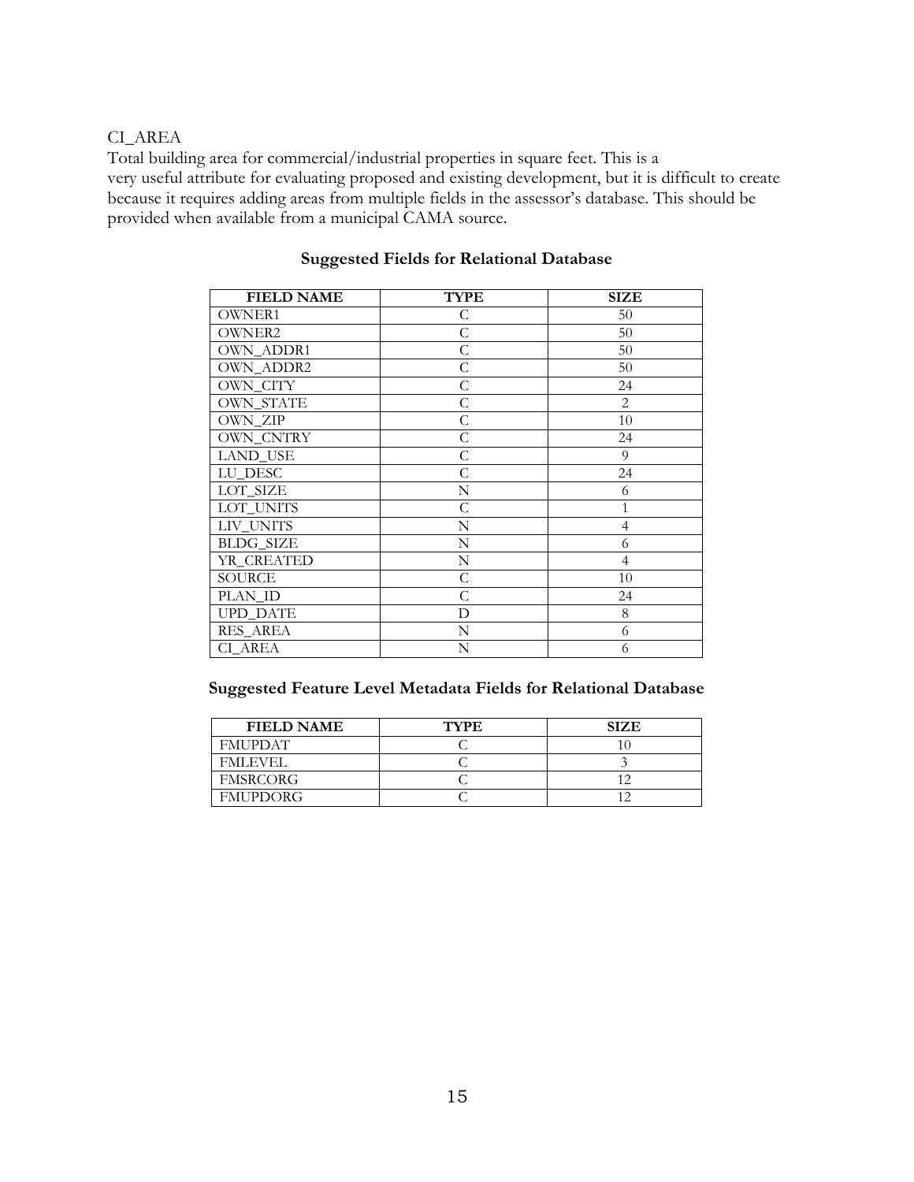CI_AREA

Total building area for commercial/industrial properties in square feet. This is a very useful attribute for evaluating proposed and existing development, but it is difficult to create because it requires adding areas from multiple fields in the assessor's database. This should be provided when available from a municipal CAMA source.

**Suggested Fields for Relational Database**

| FIELD NAME | TYPE | SIZE |
|---|---|---|
| OWNER1 | C | 50 |
| OWNER2 | C | 50 |
| OWN_ADDR1 | C | 50 |
| OWN_ADDR2 | C | 50 |
| OWN_CITY | C | 24 |
| OWN_STATE | C | 2 |
| OWN_ZIP | C | 10 |
| OWN_CNTRY | C | 24 |
| LAND_USE | C | 9 |
| LU_DESC | C | 24 |
| LOT_SIZE | N | 6 |
| LOT_UNITS | C | 1 |
| LIV_UNITS | N | 4 |
| BLDG_SIZE | N | 6 |
| YR_CREATED | N | 4 |
| SOURCE | C | 10 |
| PLAN_ID | C | 24 |
| UPD_DATE | D | 8 |
| RES_AREA | N | 6 |
| CI_AREA | N | 6 |

**Suggested Feature Level Metadata Fields for Relational Database**

| FIELD NAME | TYPE | SIZE |
|---|---|---|
| FMUPDAT | C | 10 |
| FMLEVEL | C | 3 |
| FMSRCORG | C | 12 |
| FMUPDORG | C | 12 |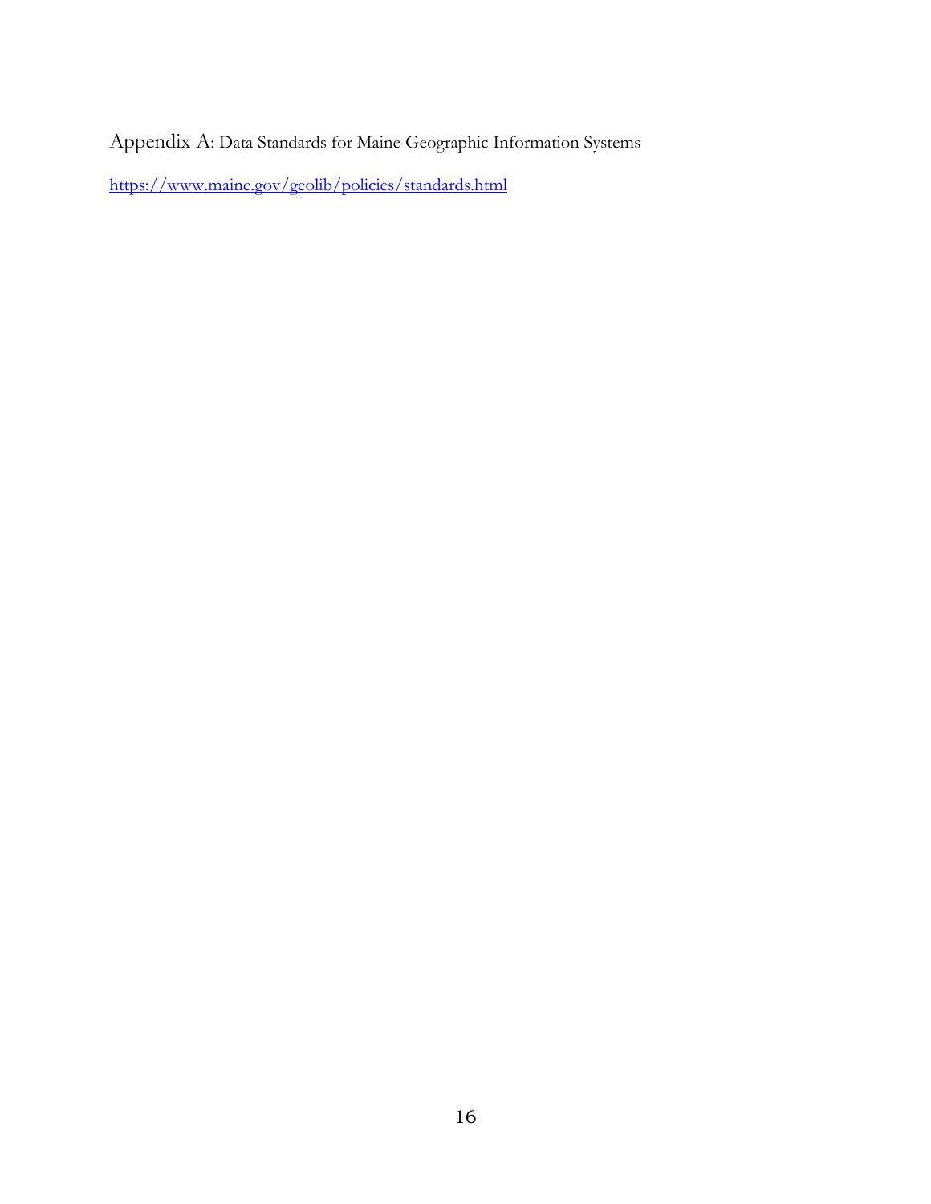# Appendix A: Data Standards for Maine Geographic Information Systems

[https://www.maine.gov/geolib/policies/standards.html](https://www.maine.gov/geolib/policies/standards.html)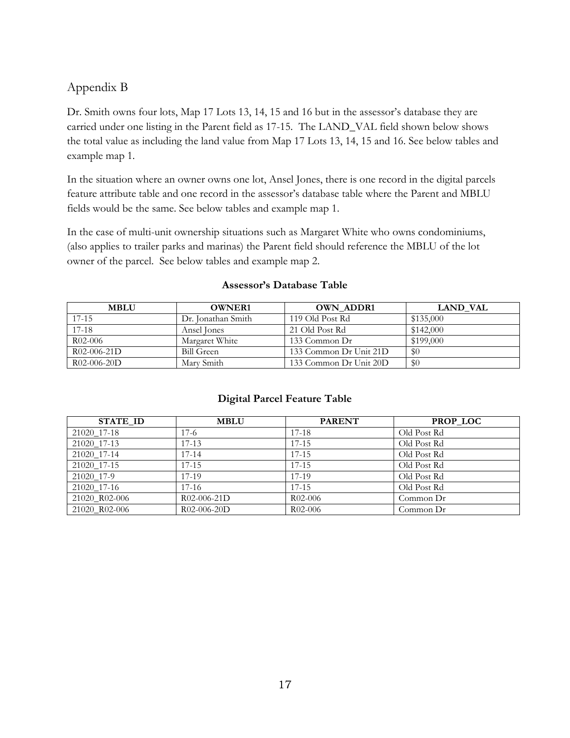## Appendix B

Dr. Smith owns four lots, Map 17 Lots 13, 14, 15 and 16 but in the assessor's database they are carried under one listing in the Parent field as 17-15. The LAND_VAL field shown below shows the total value as including the land value from Map 17 Lots 13, 14, 15 and 16. See below tables and example map 1.

In the situation where an owner owns one lot, Ansel Jones, there is one record in the digital parcels feature attribute table and one record in the assessor's database table where the Parent and MBLU fields would be the same. See below tables and example map 1.

In the case of multi-unit ownership situations such as Margaret White who owns condominiums, (also applies to trailer parks and marinas) the Parent field should reference the MBLU of the lot owner of the parcel. See below tables and example map 2.

**Assessor's Database Table**

| MBLU | OWNER1 | OWN_ADDR1 | LAND_VAL |
|---|---|---|---|
| 17-15 | Dr. Jonathan Smith | 119 Old Post Rd | $135,000 |
| 17-18 | Ansel Jones | 21 Old Post Rd | $142,000 |
| R02-006 | Margaret White | 133 Common Dr | $199,000 |
| R02-006-21D | Bill Green | 133 Common Dr Unit 21D | $0 |
| R02-006-20D | Mary Smith | 133 Common Dr Unit 20D | $0 |

**Digital Parcel Feature Table**

| STATE_ID | MBLU | PARENT | PROP_LOC |
|---|---|---|---|
| 21020_17-18 | 17-6 | 17-18 | Old Post Rd |
| 21020_17-13 | 17-13 | 17-15 | Old Post Rd |
| 21020_17-14 | 17-14 | 17-15 | Old Post Rd |
| 21020_17-15 | 17-15 | 17-15 | Old Post Rd |
| 21020_17-9 | 17-19 | 17-19 | Old Post Rd |
| 21020_17-16 | 17-16 | 17-15 | Old Post Rd |
| 21020_R02-006 | R02-006-21D | R02-006 | Common Dr |
| 21020_R02-006 | R02-006-20D | R02-006 | Common Dr |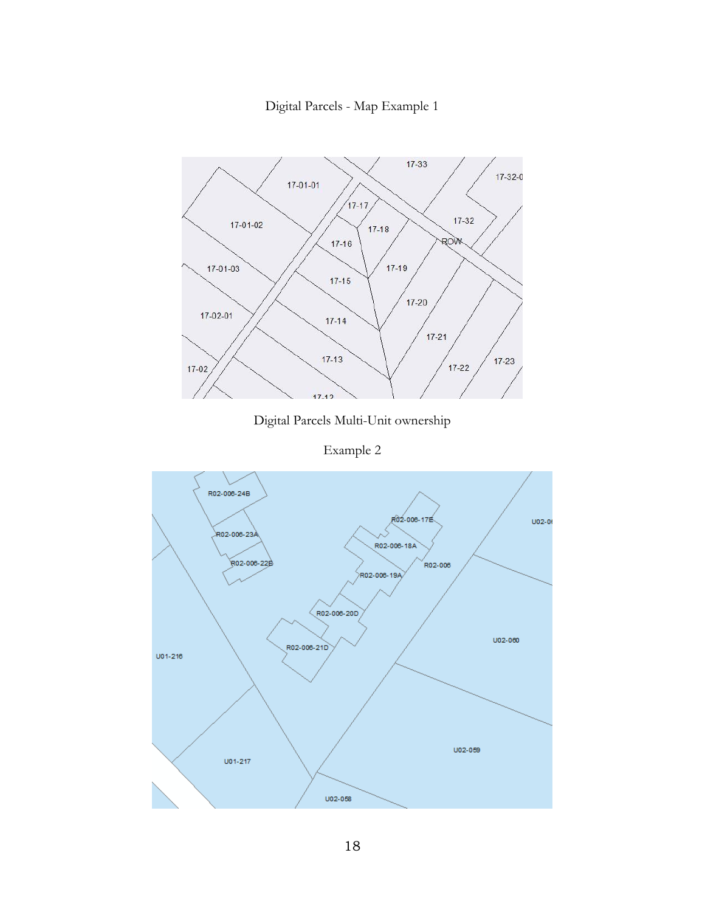Digital Parcels - Map Example 1

Digital Parcels Multi-Unit ownership

Example 2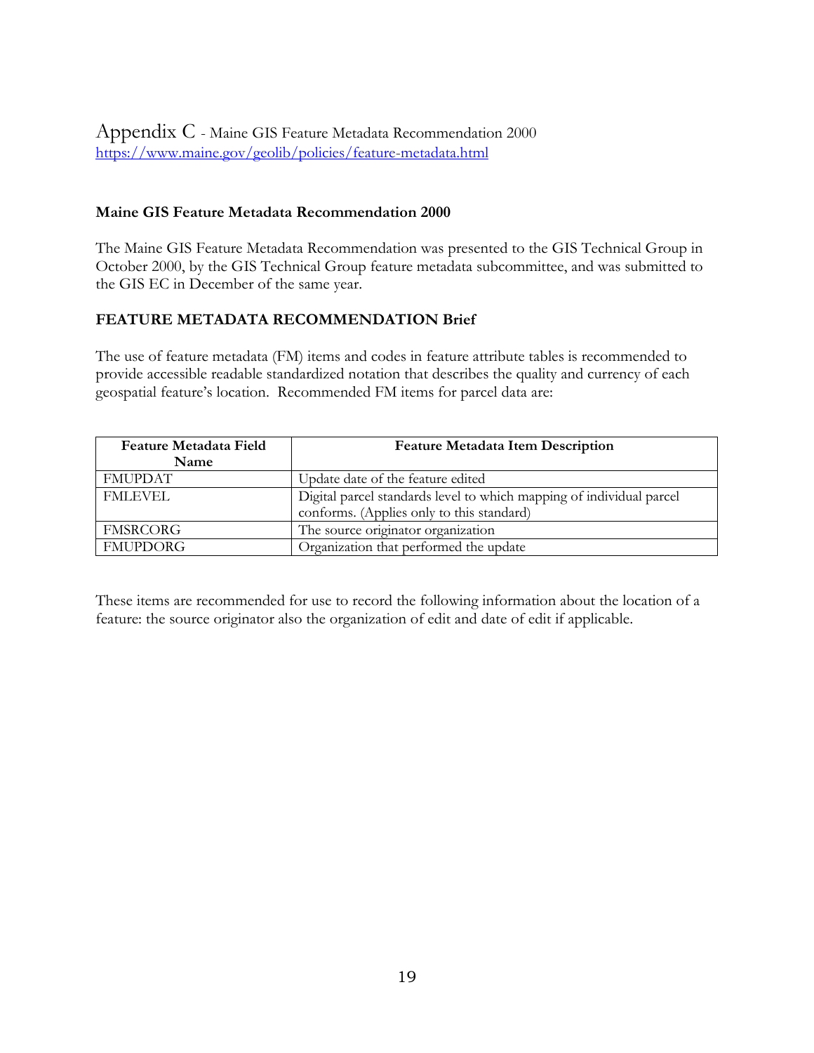# Appendix C - Maine GIS Feature Metadata Recommendation 2000

https://www.maine.gov/geolib/policies/feature-metadata.html

**Maine GIS Feature Metadata Recommendation 2000**

The Maine GIS Feature Metadata Recommendation was presented to the GIS Technical Group in October 2000, by the GIS Technical Group feature metadata subcommittee, and was submitted to the GIS EC in December of the same year.

**FEATURE METADATA RECOMMENDATION Brief**

The use of feature metadata (FM) items and codes in feature attribute tables is recommended to provide accessible readable standardized notation that describes the quality and currency of each geospatial feature's location. Recommended FM items for parcel data are:

| Feature Metadata Field Name | Feature Metadata Item Description |
|---|---|
| FMUPDAT | Update date of the feature edited |
| FMLEVEL | Digital parcel standards level to which mapping of individual parcel conforms. (Applies only to this standard) |
| FMSRCORG | The source originator organization |
| FMUPDORG | Organization that performed the update |

These items are recommended for use to record the following information about the location of a feature: the source originator also the organization of edit and date of edit if applicable.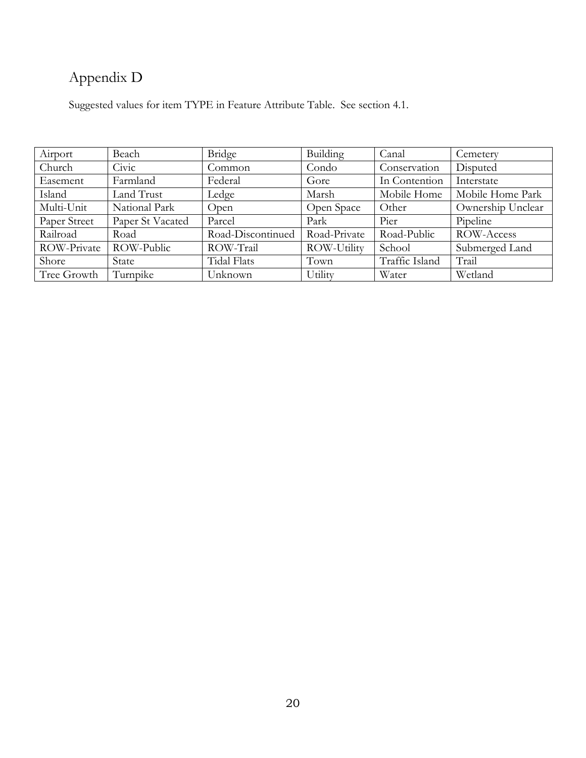# Appendix D

Suggested values for item TYPE in Feature Attribute Table. See section 4.1.

| | | | | | |
|---|---|---|---|---|---|
| Airport | Beach | Bridge | Building | Canal | Cemetery |
| Church | Civic | Common | Condo | Conservation | Disputed |
| Easement | Farmland | Federal | Gore | In Contention | Interstate |
| Island | Land Trust | Ledge | Marsh | Mobile Home | Mobile Home Park |
| Multi-Unit | National Park | Open | Open Space | Other | Ownership Unclear |
| Paper Street | Paper St Vacated | Parcel | Park | Pier | Pipeline |
| Railroad | Road | Road-Discontinued | Road-Private | Road-Public | ROW-Access |
| ROW-Private | ROW-Public | ROW-Trail | ROW-Utility | School | Submerged Land |
| Shore | State | Tidal Flats | Town | Traffic Island | Trail |
| Tree Growth | Turnpike | Unknown | Utility | Water | Wetland |